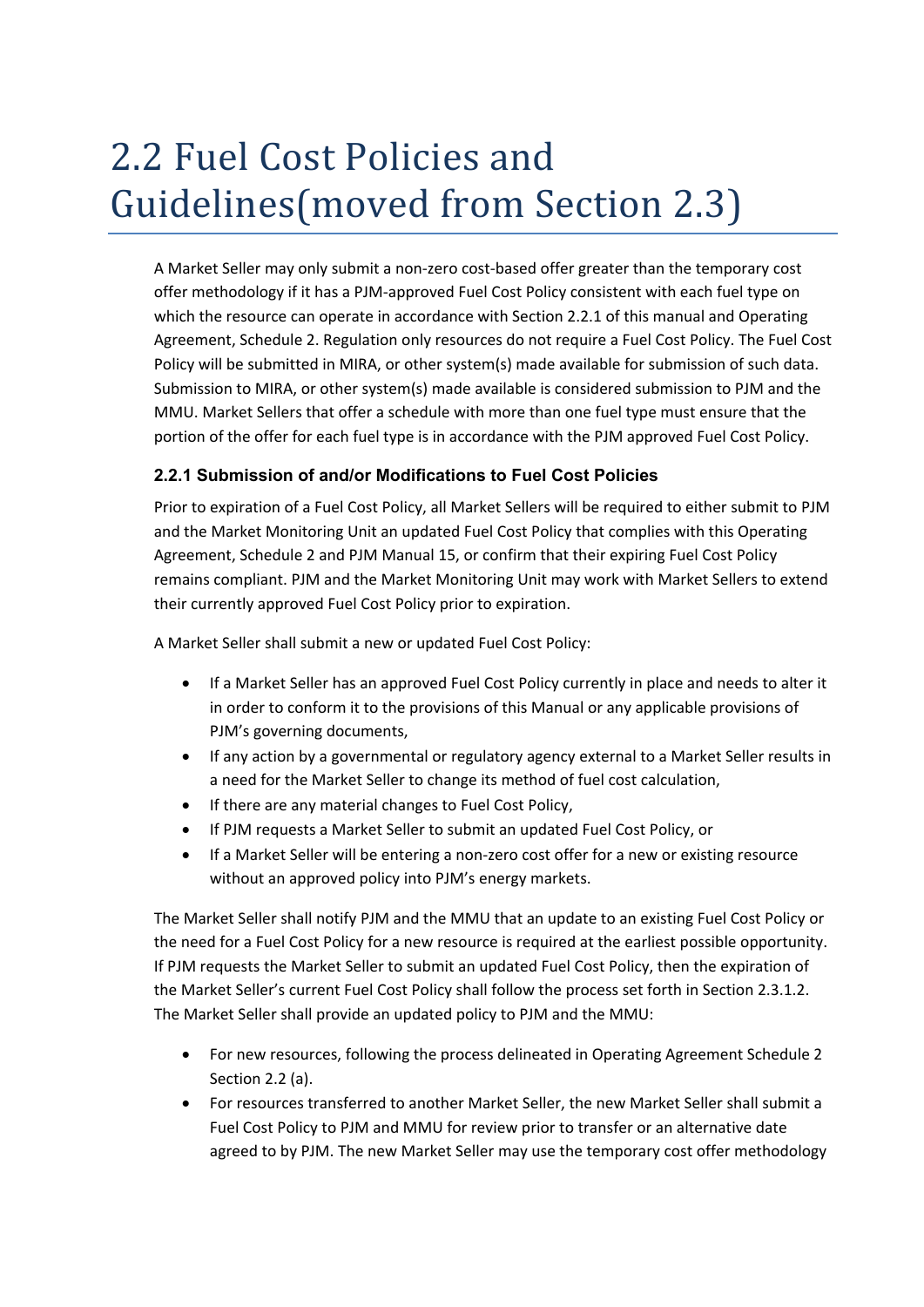# 2.2 Fuel Cost Policies and Guidelines(moved from Section 2.3)

A Market Seller may only submit a non-zero cost-based offer greater than the temporary cost offer methodology if it has a PJM-approved Fuel Cost Policy consistent with each fuel type on which the resource can operate in accordance with Section 2.2.1 of this manual and Operating Agreement, Schedule 2. Regulation only resources do not require a Fuel Cost Policy. The Fuel Cost Policy will be submitted in MIRA, or other system(s) made available for submission of such data. Submission to MIRA, or other system(s) made available is considered submission to PJM and the MMU. Market Sellers that offer a schedule with more than one fuel type must ensure that the portion of the offer for each fuel type is in accordance with the PJM approved Fuel Cost Policy.

### 2.2.1 Submission of and/or Modifications to Fuel Cost Policies

Prior to expiration of a Fuel Cost Policy, all Market Sellers will be required to either submit to PJM and the Market Monitoring Unit an updated Fuel Cost Policy that complies with this Operating Agreement, Schedule 2 and PJM Manual 15, or confirm that their expiring Fuel Cost Policy remains compliant. PJM and the Market Monitoring Unit may work with Market Sellers to extend their currently approved Fuel Cost Policy prior to expiration.

A Market Seller shall submit a new or updated Fuel Cost Policy:

- If a Market Seller has an approved Fuel Cost Policy currently in place and needs to alter it in order to conform it to the provisions of this Manual or any applicable provisions of PJM's governing documents,
- If any action by a governmental or regulatory agency external to a Market Seller results in a need for the Market Seller to change its method of fuel cost calculation,
- If there are any material changes to Fuel Cost Policy,
- If PJM requests a Market Seller to submit an updated Fuel Cost Policy, or
- If a Market Seller will be entering a non-zero cost offer for a new or existing resource without an approved policy into PJM's energy markets.

The Market Seller shall notify PJM and the MMU that an update to an existing Fuel Cost Policy or the need for a Fuel Cost Policy for a new resource is required at the earliest possible opportunity. If PJM requests the Market Seller to submit an updated Fuel Cost Policy, then the expiration of the Market Seller's current Fuel Cost Policy shall follow the process set forth in Section 2.3.1.2. The Market Seller shall provide an updated policy to PJM and the MMU:

- For new resources, following the process delineated in Operating Agreement Schedule 2 Section 2.2 (a).
- For resources transferred to another Market Seller, the new Market Seller shall submit a Fuel Cost Policy to PJM and MMU for review prior to transfer or an alternative date agreed to by PJM. The new Market Seller may use the temporary cost offer methodology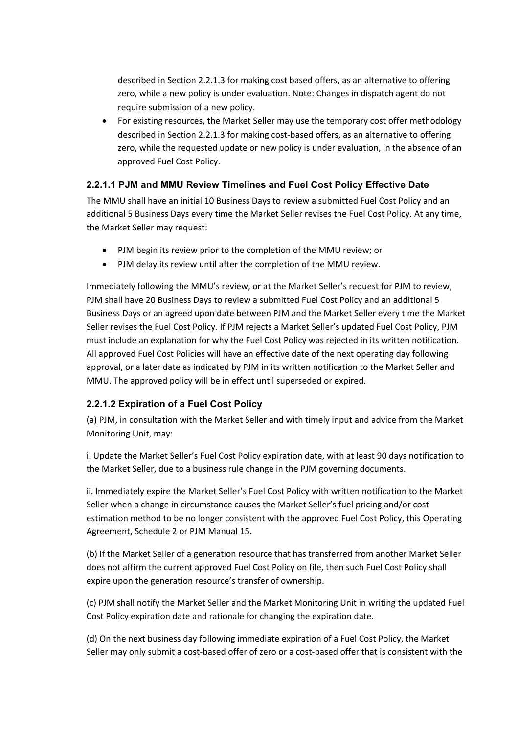described in Section 2.2.1.3 for making cost based offers, as an alternative to offering zero, while a new policy is under evaluation. Note: Changes in dispatch agent do not require submission of a new policy.

- For existing resources, the Market Seller may use the temporary cost offer methodology described in Section 2.2.1.3 for making cost-based offers, as an alternative to offering zero, while the requested update or new policy is under evaluation, in the absence of an approved Fuel Cost Policy.

### 2.2.1.1 PJM and MMU Review Timelines and Fuel Cost Policy Effective Date

The MMU shall have an initial 10 Business Days to review a submitted Fuel Cost Policy and an additional 5 Business Days every time the Market Seller revises the Fuel Cost Policy. At any time, the Market Seller may request:

- PJM begin its review prior to the completion of the MMU review; or
- PJM delay its review until after the completion of the MMU review.

Immediately following the MMU's review, or at the Market Seller's request for PJM to review, PJM shall have 20 Business Days to review a submitted Fuel Cost Policy and an additional 5 Business Days or an agreed upon date between PJM and the Market Seller every time the Market Seller revises the Fuel Cost Policy. If PJM rejects a Market Seller's updated Fuel Cost Policy, PJM must include an explanation for why the Fuel Cost Policy was rejected in its written notification. All approved Fuel Cost Policies will have an effective date of the next operating day following approval, or a later date as indicated by PJM in its written notification to the Market Seller and MMU. The approved policy will be in effect until superseded or expired.

### 2.2.1.2 Expiration of a Fuel Cost Policy

(a) PJM, in consultation with the Market Seller and with timely input and advice from the Market Monitoring Unit, may:

i. Update the Market Seller's Fuel Cost Policy expiration date, with at least 90 days notification to the Market Seller, due to a business rule change in the PJM governing documents.

ii. Immediately expire the Market Seller's Fuel Cost Policy with written notification to the Market Seller when a change in circumstance causes the Market Seller's fuel pricing and/or cost estimation method to be no longer consistent with the approved Fuel Cost Policy, this Operating Agreement, Schedule 2 or PJM Manual 15.

(b) If the Market Seller of a generation resource that has transferred from another Market Seller does not affirm the current approved Fuel Cost Policy on file, then such Fuel Cost Policy shall expire upon the generation resource's transfer of ownership.

(c) PJM shall notify the Market Seller and the Market Monitoring Unit in writing the updated Fuel Cost Policy expiration date and rationale for changing the expiration date.

(d) On the next business day following immediate expiration of a Fuel Cost Policy, the Market Seller may only submit a cost-based offer of zero or a cost-based offer that is consistent with the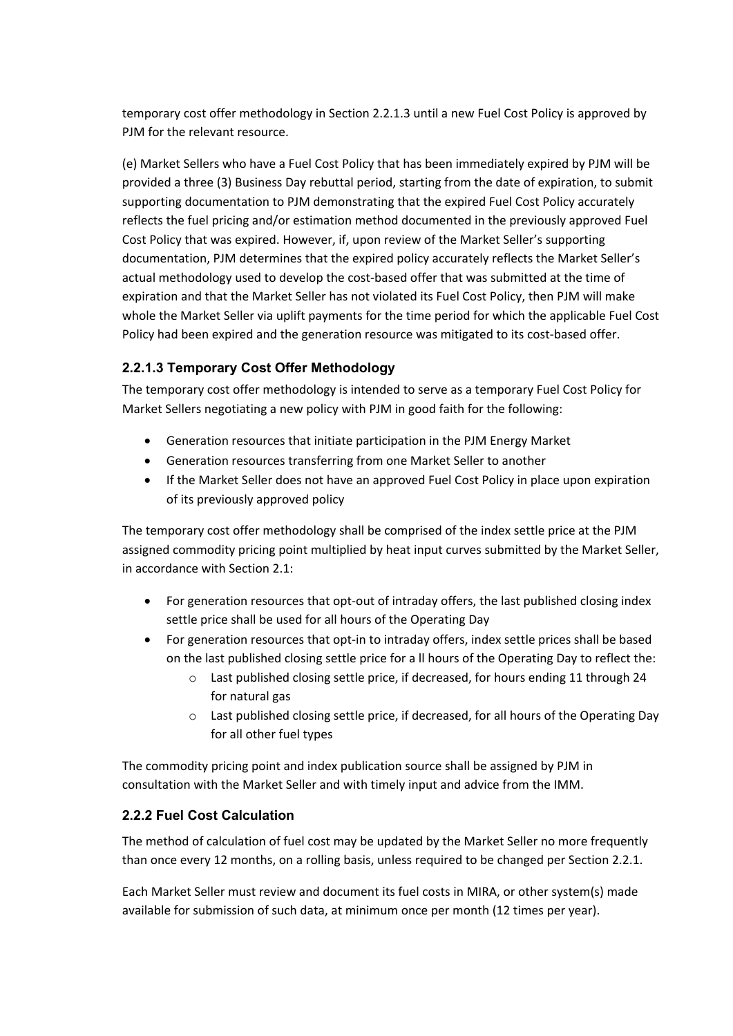temporary cost offer methodology in Section 2.2.1.3 until a new Fuel Cost Policy is approved by PJM for the relevant resource.

(e) Market Sellers who have a Fuel Cost Policy that has been immediately expired by PJM will be provided a three (3) Business Day rebuttal period, starting from the date of expiration, to submit supporting documentation to PJM demonstrating that the expired Fuel Cost Policy accurately reflects the fuel pricing and/or estimation method documented in the previously approved Fuel Cost Policy that was expired. However, if, upon review of the Market Seller's supporting documentation, PJM determines that the expired policy accurately reflects the Market Seller's actual methodology used to develop the cost-based offer that was submitted at the time of expiration and that the Market Seller has not violated its Fuel Cost Policy, then PJM will make whole the Market Seller via uplift payments for the time period for which the applicable Fuel Cost Policy had been expired and the generation resource was mitigated to its cost-based offer.

### 2.2.1.3 Temporary Cost Offer Methodology

The temporary cost offer methodology is intended to serve as a temporary Fuel Cost Policy for Market Sellers negotiating a new policy with PJM in good faith for the following:

- Generation resources that initiate participation in the PJM Energy Market
- Generation resources transferring from one Market Seller to another
- If the Market Seller does not have an approved Fuel Cost Policy in place upon expiration of its previously approved policy

The temporary cost offer methodology shall be comprised of the index settle price at the PJM assigned commodity pricing point multiplied by heat input curves submitted by the Market Seller, in accordance with Section 2.1:

- For generation resources that opt-out of intraday offers, the last published closing index settle price shall be used for all hours of the Operating Day
- For generation resources that opt-in to intraday offers, index settle prices shall be based on the last published closing settle price for a ll hours of the Operating Day to reflect the:
  - Last published closing settle price, if decreased, for hours ending 11 through 24 for natural gas
  - Last published closing settle price, if decreased, for all hours of the Operating Day for all other fuel types

The commodity pricing point and index publication source shall be assigned by PJM in consultation with the Market Seller and with timely input and advice from the IMM.

### 2.2.2 Fuel Cost Calculation

The method of calculation of fuel cost may be updated by the Market Seller no more frequently than once every 12 months, on a rolling basis, unless required to be changed per Section 2.2.1.

Each Market Seller must review and document its fuel costs in MIRA, or other system(s) made available for submission of such data, at minimum once per month (12 times per year).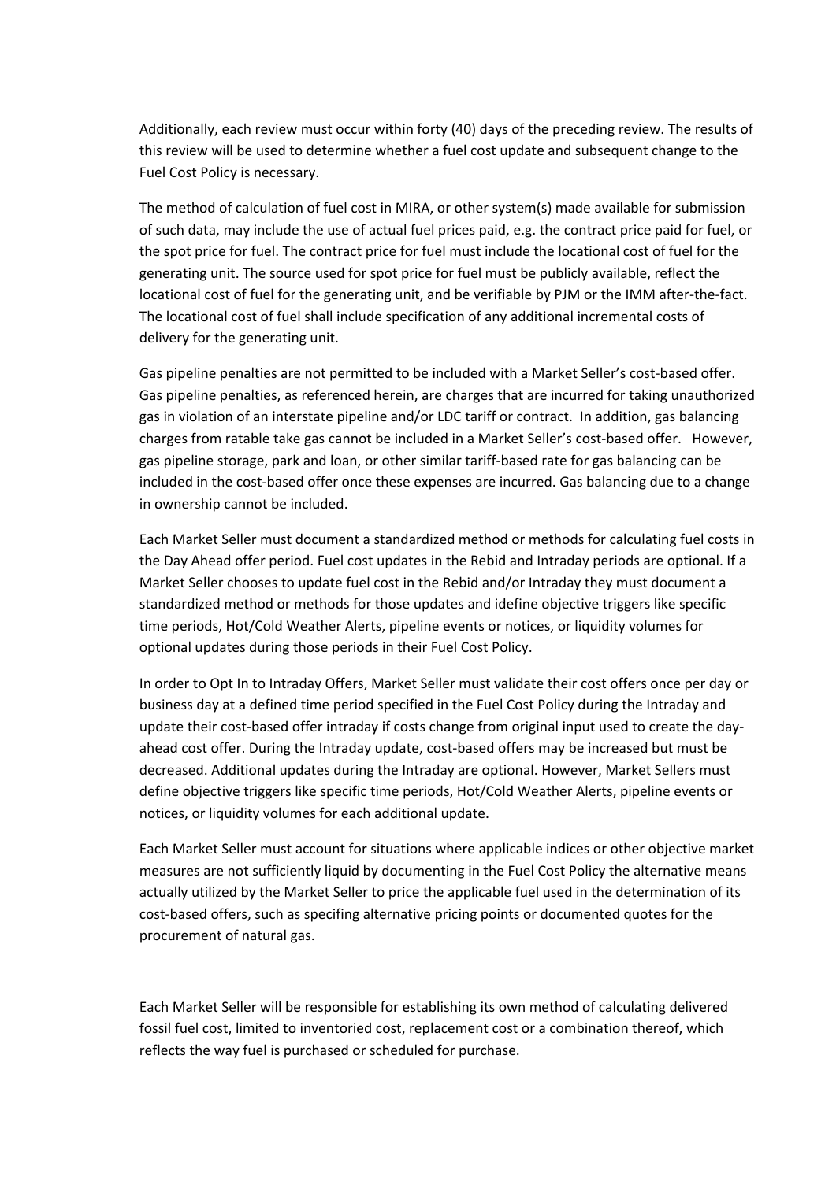Additionally, each review must occur within forty (40) days of the preceding review. The results of this review will be used to determine whether a fuel cost update and subsequent change to the Fuel Cost Policy is necessary.

The method of calculation of fuel cost in MIRA, or other system(s) made available for submission of such data, may include the use of actual fuel prices paid, e.g. the contract price paid for fuel, or the spot price for fuel. The contract price for fuel must include the locational cost of fuel for the generating unit. The source used for spot price for fuel must be publicly available, reflect the locational cost of fuel for the generating unit, and be verifiable by PJM or the IMM after-the-fact. The locational cost of fuel shall include specification of any additional incremental costs of delivery for the generating unit.

Gas pipeline penalties are not permitted to be included with a Market Seller's cost-based offer. Gas pipeline penalties, as referenced herein, are charges that are incurred for taking unauthorized gas in violation of an interstate pipeline and/or LDC tariff or contract. In addition, gas balancing charges from ratable take gas cannot be included in a Market Seller's cost-based offer. However, gas pipeline storage, park and loan, or other similar tariff-based rate for gas balancing can be included in the cost-based offer once these expenses are incurred. Gas balancing due to a change in ownership cannot be included.

Each Market Seller must document a standardized method or methods for calculating fuel costs in the Day Ahead offer period. Fuel cost updates in the Rebid and Intraday periods are optional. If a Market Seller chooses to update fuel cost in the Rebid and/or Intraday they must document a standardized method or methods for those updates and idefine objective triggers like specific time periods, Hot/Cold Weather Alerts, pipeline events or notices, or liquidity volumes for optional updates during those periods in their Fuel Cost Policy.

In order to Opt In to Intraday Offers, Market Seller must validate their cost offers once per day or business day at a defined time period specified in the Fuel Cost Policy during the Intraday and update their cost-based offer intraday if costs change from original input used to create the day-ahead cost offer. During the Intraday update, cost-based offers may be increased but must be decreased. Additional updates during the Intraday are optional. However, Market Sellers must define objective triggers like specific time periods, Hot/Cold Weather Alerts, pipeline events or notices, or liquidity volumes for each additional update.

Each Market Seller must account for situations where applicable indices or other objective market measures are not sufficiently liquid by documenting in the Fuel Cost Policy the alternative means actually utilized by the Market Seller to price the applicable fuel used in the determination of its cost-based offers, such as specifing alternative pricing points or documented quotes for the procurement of natural gas.

Each Market Seller will be responsible for establishing its own method of calculating delivered fossil fuel cost, limited to inventoried cost, replacement cost or a combination thereof, which reflects the way fuel is purchased or scheduled for purchase.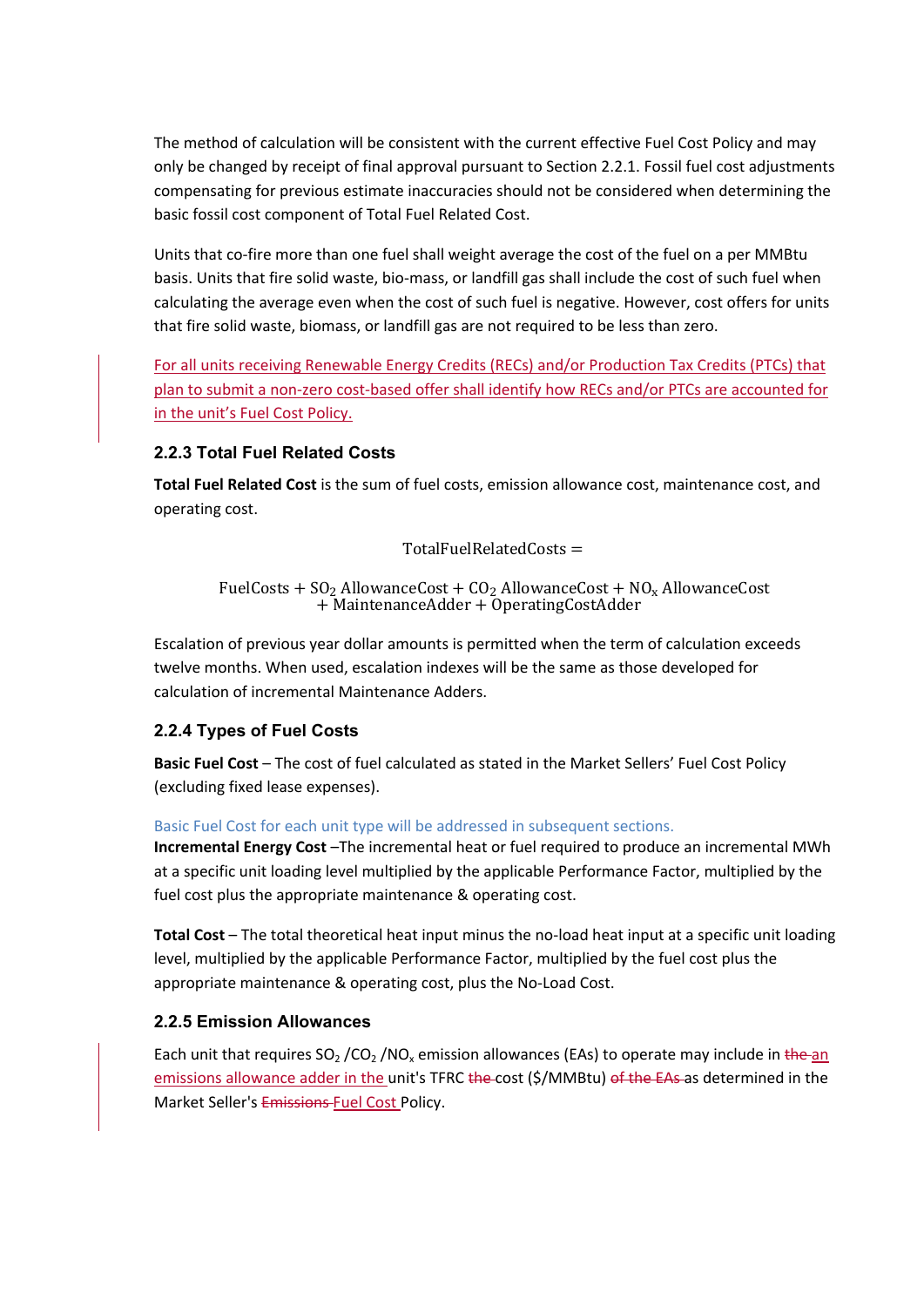The method of calculation will be consistent with the current effective Fuel Cost Policy and may only be changed by receipt of final approval pursuant to Section 2.2.1. Fossil fuel cost adjustments compensating for previous estimate inaccuracies should not be considered when determining the basic fossil cost component of Total Fuel Related Cost.

Units that co-fire more than one fuel shall weight average the cost of the fuel on a per MMBtu basis. Units that fire solid waste, bio-mass, or landfill gas shall include the cost of such fuel when calculating the average even when the cost of such fuel is negative. However, cost offers for units that fire solid waste, biomass, or landfill gas are not required to be less than zero.

For all units receiving Renewable Energy Credits (RECs) and/or Production Tax Credits (PTCs) that plan to submit a non-zero cost-based offer shall identify how RECs and/or PTCs are accounted for in the unit's Fuel Cost Policy.

### 2.2.3 Total Fuel Related Costs

**Total Fuel Related Cost** is the sum of fuel costs, emission allowance cost, maintenance cost, and operating cost.

$$\text{TotalFuelRelatedCosts} =$$

$$\text{FuelCosts} + \text{SO}_2\ \text{AllowanceCost} + \text{CO}_2\ \text{AllowanceCost} + \text{NO}_\text{x}\ \text{AllowanceCost} + \text{MaintenanceAdder} + \text{OperatingCostAdder}$$

Escalation of previous year dollar amounts is permitted when the term of calculation exceeds twelve months. When used, escalation indexes will be the same as those developed for calculation of incremental Maintenance Adders.

### 2.2.4 Types of Fuel Costs

**Basic Fuel Cost** – The cost of fuel calculated as stated in the Market Sellers' Fuel Cost Policy (excluding fixed lease expenses).

Basic Fuel Cost for each unit type will be addressed in subsequent sections.

**Incremental Energy Cost** –The incremental heat or fuel required to produce an incremental MWh at a specific unit loading level multiplied by the applicable Performance Factor, multiplied by the fuel cost plus the appropriate maintenance & operating cost.

**Total Cost** – The total theoretical heat input minus the no-load heat input at a specific unit loading level, multiplied by the applicable Performance Factor, multiplied by the fuel cost plus the appropriate maintenance & operating cost, plus the No-Load Cost.

### 2.2.5 Emission Allowances

Each unit that requires $SO_2$ /$CO_2$ /$NO_x$ emission allowances (EAs) to operate may include in ~~the~~ an emissions allowance adder in the unit's TFRC ~~the~~ cost ($/MMBtu) ~~of the EAs~~ as determined in the Market Seller's ~~Emissions~~ Fuel Cost Policy.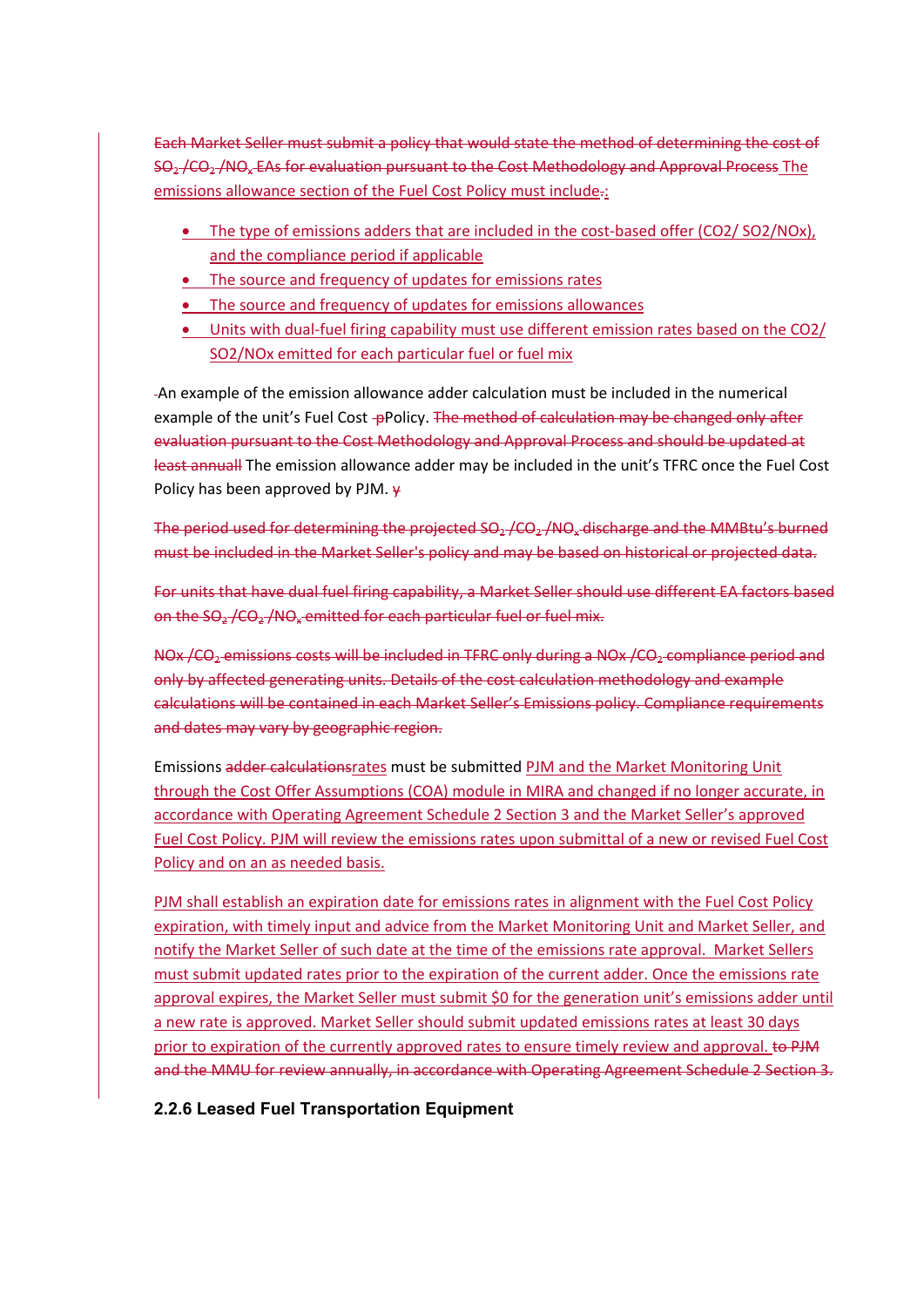Each Market Seller must submit a policy that would state the method of determining the cost of $SO_2$ /$CO_2$ /$NO_x$ EAs for evaluation pursuant to the Cost Methodology and Approval Process The emissions allowance section of the Fuel Cost Policy must include.:

- The type of emissions adders that are included in the cost-based offer (CO2/ SO2/NOx), and the compliance period if applicable
- The source and frequency of updates for emissions rates
- The source and frequency of updates for emissions allowances
- Units with dual-fuel firing capability must use different emission rates based on the CO2/ SO2/NOx emitted for each particular fuel or fuel mix

An example of the emission allowance adder calculation must be included in the numerical example of the unit's Fuel Cost pPolicy. The method of calculation may be changed only after evaluation pursuant to the Cost Methodology and Approval Process and should be updated at least annuall The emission allowance adder may be included in the unit's TFRC once the Fuel Cost Policy has been approved by PJM. y

The period used for determining the projected $SO_2$ /$CO_2$ /$NO_x$ discharge and the MMBtu's burned must be included in the Market Seller's policy and may be based on historical or projected data.

For units that have dual fuel firing capability, a Market Seller should use different EA factors based on the $SO_2$ /$CO_2$ /$NO_x$ emitted for each particular fuel or fuel mix.

NOx /$CO_2$ emissions costs will be included in TFRC only during a NOx /$CO_2$ compliance period and only by affected generating units. Details of the cost calculation methodology and example calculations will be contained in each Market Seller's Emissions policy. Compliance requirements and dates may vary by geographic region.

Emissions adder calculationsrates must be submitted PJM and the Market Monitoring Unit through the Cost Offer Assumptions (COA) module in MIRA and changed if no longer accurate, in accordance with Operating Agreement Schedule 2 Section 3 and the Market Seller's approved Fuel Cost Policy. PJM will review the emissions rates upon submittal of a new or revised Fuel Cost Policy and on an as needed basis.

PJM shall establish an expiration date for emissions rates in alignment with the Fuel Cost Policy expiration, with timely input and advice from the Market Monitoring Unit and Market Seller, and notify the Market Seller of such date at the time of the emissions rate approval. Market Sellers must submit updated rates prior to the expiration of the current adder. Once the emissions rate approval expires, the Market Seller must submit $0 for the generation unit's emissions adder until a new rate is approved. Market Seller should submit updated emissions rates at least 30 days prior to expiration of the currently approved rates to ensure timely review and approval. to PJM and the MMU for review annually, in accordance with Operating Agreement Schedule 2 Section 3.

### 2.2.6 Leased Fuel Transportation Equipment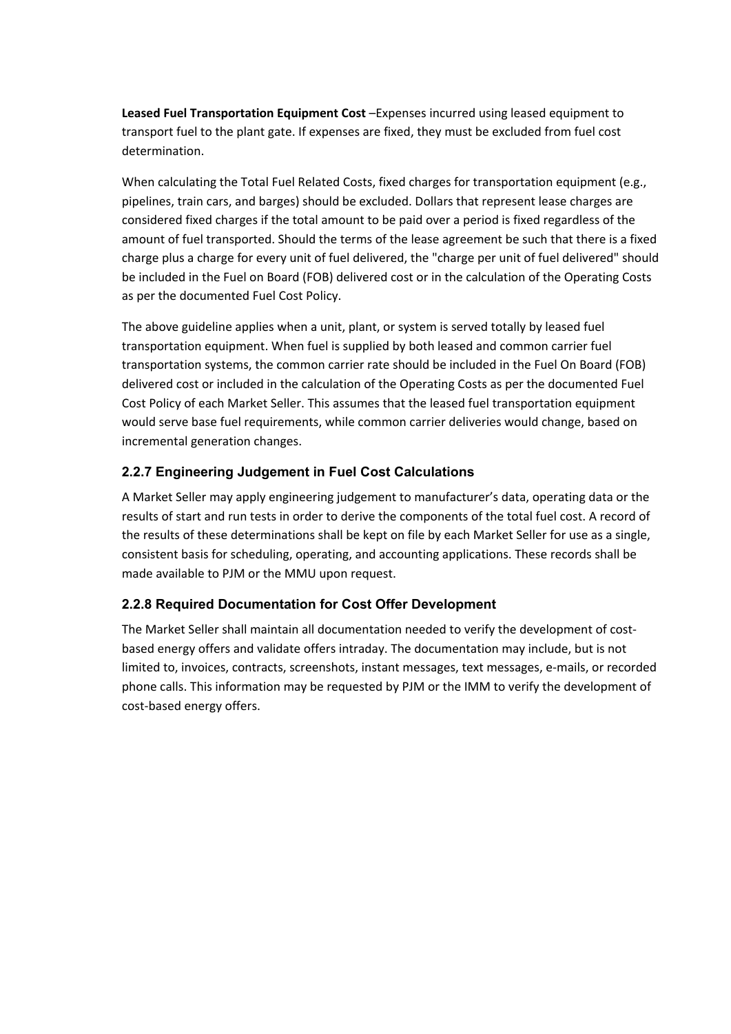**Leased Fuel Transportation Equipment Cost** –Expenses incurred using leased equipment to transport fuel to the plant gate. If expenses are fixed, they must be excluded from fuel cost determination.

When calculating the Total Fuel Related Costs, fixed charges for transportation equipment (e.g., pipelines, train cars, and barges) should be excluded. Dollars that represent lease charges are considered fixed charges if the total amount to be paid over a period is fixed regardless of the amount of fuel transported. Should the terms of the lease agreement be such that there is a fixed charge plus a charge for every unit of fuel delivered, the "charge per unit of fuel delivered" should be included in the Fuel on Board (FOB) delivered cost or in the calculation of the Operating Costs as per the documented Fuel Cost Policy.

The above guideline applies when a unit, plant, or system is served totally by leased fuel transportation equipment. When fuel is supplied by both leased and common carrier fuel transportation systems, the common carrier rate should be included in the Fuel On Board (FOB) delivered cost or included in the calculation of the Operating Costs as per the documented Fuel Cost Policy of each Market Seller. This assumes that the leased fuel transportation equipment would serve base fuel requirements, while common carrier deliveries would change, based on incremental generation changes.

### 2.2.7 Engineering Judgement in Fuel Cost Calculations

A Market Seller may apply engineering judgement to manufacturer's data, operating data or the results of start and run tests in order to derive the components of the total fuel cost. A record of the results of these determinations shall be kept on file by each Market Seller for use as a single, consistent basis for scheduling, operating, and accounting applications. These records shall be made available to PJM or the MMU upon request.

### 2.2.8 Required Documentation for Cost Offer Development

The Market Seller shall maintain all documentation needed to verify the development of cost-based energy offers and validate offers intraday. The documentation may include, but is not limited to, invoices, contracts, screenshots, instant messages, text messages, e-mails, or recorded phone calls. This information may be requested by PJM or the IMM to verify the development of cost-based energy offers.